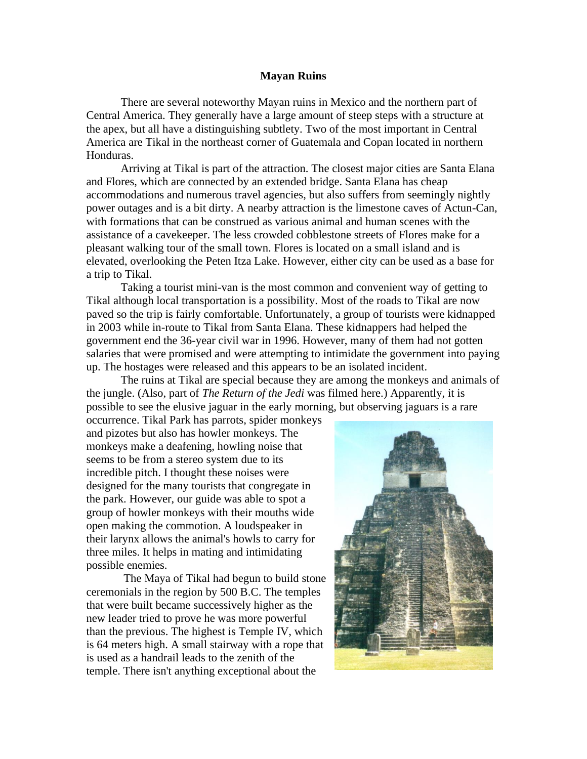# Mayan Ruins

There are several noteworthy Mayan ruins in Mexico and the northern part of Central America. They generally have a large amount of steep steps with a structure at the apex, but all have a distinguishing subtlety. Two of the most important in Central America are Tikal in the northeast corner of Guatemala and Copan located in northern Honduras.

Arriving at Tikal is part of the attraction. The closest major cities are Santa Elana and Flores, which are connected by an extended bridge. Santa Elana has cheap accommodations and numerous travel agencies, but also suffers from seemingly nightly power outages and is a bit dirty. A nearby attraction is the limestone caves of Actun-Can, with formations that can be construed as various animal and human scenes with the assistance of a cavekeeper. The less crowded cobblestone streets of Flores make for a pleasant walking tour of the small town. Flores is located on a small island and is elevated, overlooking the Peten Itza Lake. However, either city can be used as a base for a trip to Tikal.

Taking a tourist mini-van is the most common and convenient way of getting to Tikal although local transportation is a possibility. Most of the roads to Tikal are now paved so the trip is fairly comfortable. Unfortunately, a group of tourists were kidnapped in 2003 while in-route to Tikal from Santa Elana. These kidnappers had helped the government end the 36-year civil war in 1996. However, many of them had not gotten salaries that were promised and were attempting to intimidate the government into paying up. The hostages were released and this appears to be an isolated incident.

The ruins at Tikal are special because they are among the monkeys and animals of the jungle. (Also, part of *The Return of the Jedi* was filmed here.) Apparently, it is possible to see the elusive jaguar in the early morning, but observing jaguars is a rare occurrence. Tikal Park has parrots, spider monkeys and pizotes but also has howler monkeys. The monkeys make a deafening, howling noise that seems to be from a stereo system due to its incredible pitch. I thought these noises were designed for the many tourists that congregate in the park. However, our guide was able to spot a group of howler monkeys with their mouths wide open making the commotion. A loudspeaker in their larynx allows the animal's howls to carry for three miles. It helps in mating and intimidating possible enemies.

The Maya of Tikal had begun to build stone ceremonials in the region by 500 B.C. The temples that were built became successively higher as the new leader tried to prove he was more powerful than the previous. The highest is Temple IV, which is 64 meters high. A small stairway with a rope that is used as a handrail leads to the zenith of the temple. There isn't anything exceptional about the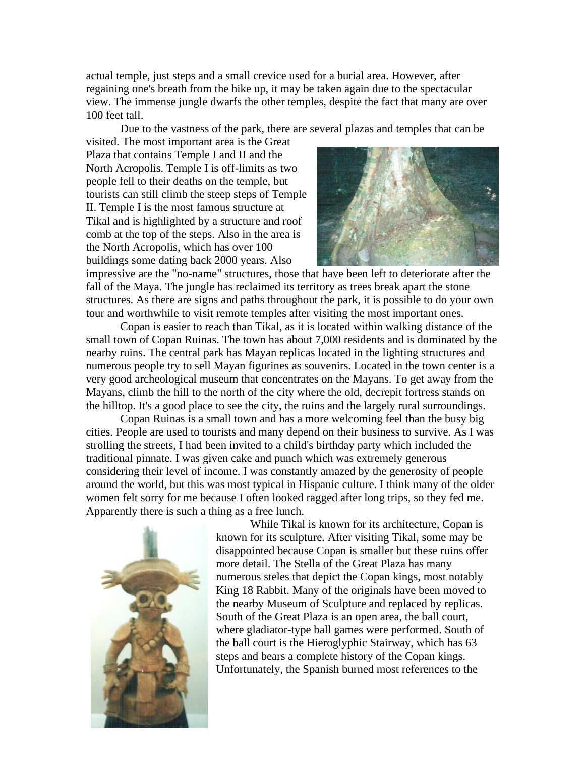actual temple, just steps and a small crevice used for a burial area. However, after regaining one's breath from the hike up, it may be taken again due to the spectacular view. The immense jungle dwarfs the other temples, despite the fact that many are over 100 feet tall.

Due to the vastness of the park, there are several plazas and temples that can be visited. The most important area is the Great Plaza that contains Temple I and II and the North Acropolis. Temple I is off-limits as two people fell to their deaths on the temple, but tourists can still climb the steep steps of Temple II. Temple I is the most famous structure at Tikal and is highlighted by a structure and roof comb at the top of the steps. Also in the area is the North Acropolis, which has over 100 buildings some dating back 2000 years. Also impressive are the "no-name" structures, those that have been left to deteriorate after the fall of the Maya. The jungle has reclaimed its territory as trees break apart the stone structures. As there are signs and paths throughout the park, it is possible to do your own tour and worthwhile to visit remote temples after visiting the most important ones.

Copan is easier to reach than Tikal, as it is located within walking distance of the small town of Copan Ruinas. The town has about 7,000 residents and is dominated by the nearby ruins. The central park has Mayan replicas located in the lighting structures and numerous people try to sell Mayan figurines as souvenirs. Located in the town center is a very good archeological museum that concentrates on the Mayans. To get away from the Mayans, climb the hill to the north of the city where the old, decrepit fortress stands on the hilltop. It's a good place to see the city, the ruins and the largely rural surroundings.

Copan Ruinas is a small town and has a more welcoming feel than the busy big cities. People are used to tourists and many depend on their business to survive. As I was strolling the streets, I had been invited to a child's birthday party which included the traditional pinnate. I was given cake and punch which was extremely generous considering their level of income. I was constantly amazed by the generosity of people around the world, but this was most typical in Hispanic culture. I think many of the older women felt sorry for me because I often looked ragged after long trips, so they fed me. Apparently there is such a thing as a free lunch.

While Tikal is known for its architecture, Copan is known for its sculpture. After visiting Tikal, some may be disappointed because Copan is smaller but these ruins offer more detail. The Stella of the Great Plaza has many numerous steles that depict the Copan kings, most notably King 18 Rabbit. Many of the originals have been moved to the nearby Museum of Sculpture and replaced by replicas. South of the Great Plaza is an open area, the ball court, where gladiator-type ball games were performed. South of the ball court is the Hieroglyphic Stairway, which has 63 steps and bears a complete history of the Copan kings. Unfortunately, the Spanish burned most references to the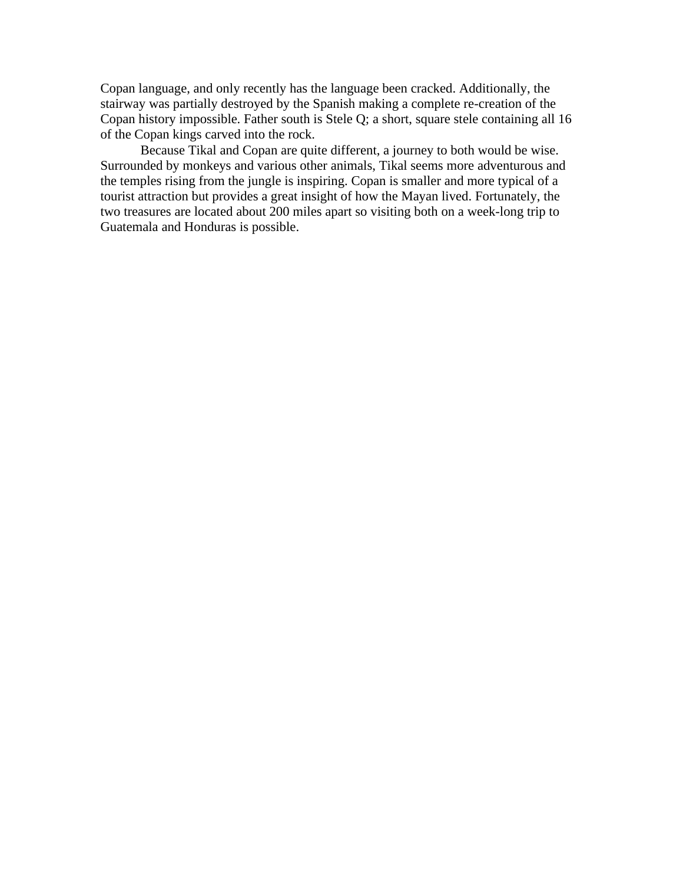Copan language, and only recently has the language been cracked. Additionally, the stairway was partially destroyed by the Spanish making a complete re-creation of the Copan history impossible. Father south is Stele Q; a short, square stele containing all 16 of the Copan kings carved into the rock.

Because Tikal and Copan are quite different, a journey to both would be wise. Surrounded by monkeys and various other animals, Tikal seems more adventurous and the temples rising from the jungle is inspiring. Copan is smaller and more typical of a tourist attraction but provides a great insight of how the Mayan lived. Fortunately, the two treasures are located about 200 miles apart so visiting both on a week-long trip to Guatemala and Honduras is possible.